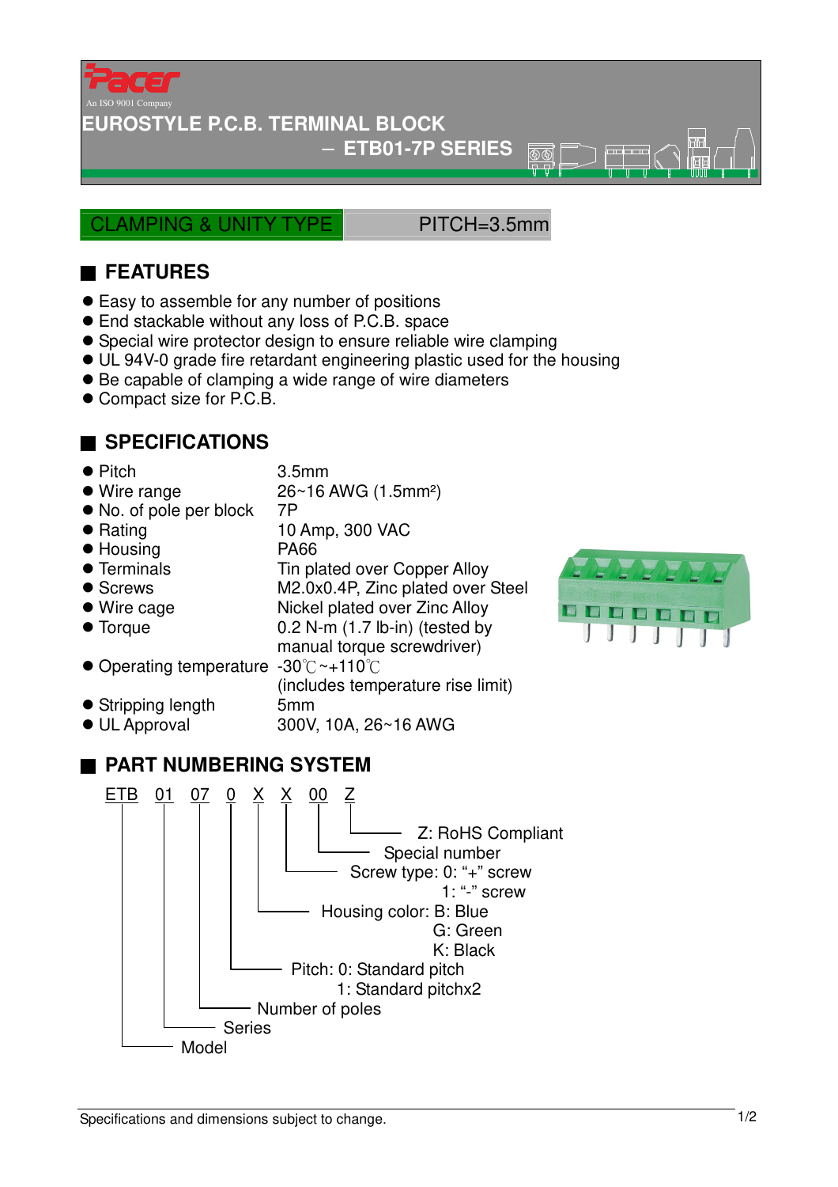Pacer

An ISO 9001 Company

# EUROSTYLE P.C.B. TERMINAL BLOCK

## – ETB01-7P SERIES

CLAMPING & UNITY TYPE | PITCH=3.5mm

## FEATURES

- Easy to assemble for any number of positions
- End stackable without any loss of P.C.B. space
- Special wire protector design to ensure reliable wire clamping
- UL 94V-0 grade fire retardant engineering plastic used for the housing
- Be capable of clamping a wide range of wire diameters
- Compact size for P.C.B.

## SPECIFICATIONS

- Pitch: 3.5mm
- Wire range: 26~16 AWG (1.5mm²)
- No. of pole per block: 7P
- Rating: 10 Amp, 300 VAC
- Housing: PA66
- Terminals: Tin plated over Copper Alloy
- Screws: M2.0x0.4P, Zinc plated over Steel
- Wire cage: Nickel plated over Zinc Alloy
- Torque: 0.2 N-m (1.7 lb-in) (tested by manual torque screwdriver)
- Operating temperature: -30℃~+110℃ (includes temperature rise limit)
- Stripping length: 5mm
- UL Approval: 300V, 10A, 26~16 AWG

## PART NUMBERING SYSTEM

ETB 01 07 0 X X 00 Z

- Z: RoHS Compliant
- 00: Special number
- X: Screw type: 0: "+" screw, 1: "-" screw
- X: Housing color: B: Blue, G: Green, K: Black
- 0: Pitch: 0: Standard pitch, 1: Standard pitchx2
- 07: Number of poles
- 01: Series
- ETB: Model

Specifications and dimensions subject to change.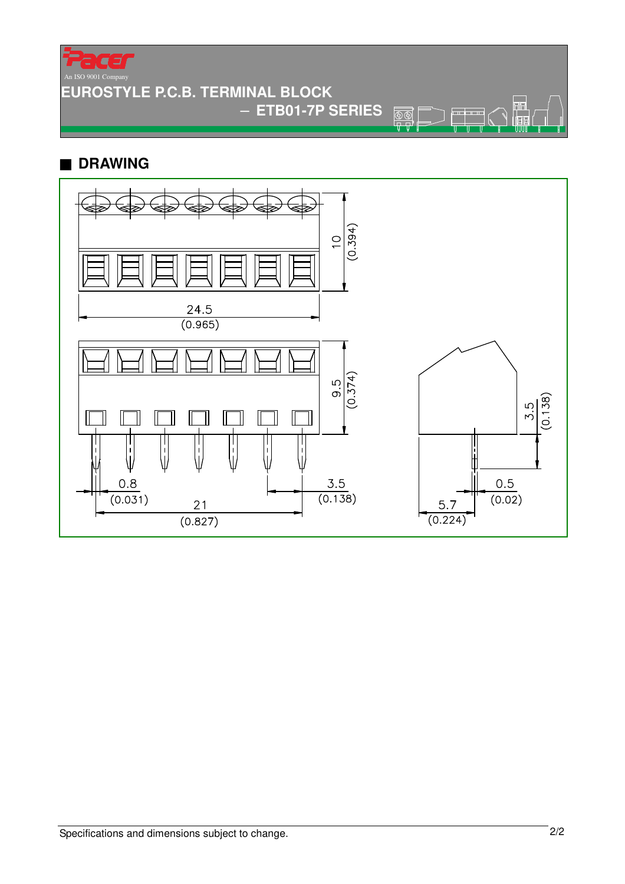Pacer

An ISO 9001 Company

# EUROSTYLE P.C.B. TERMINAL BLOCK

## – ETB01-7P SERIES

## ■ DRAWING

10
(0.394)

24.5
(0.965)

9.5
(0.374)

3.5
(0.138)

0.8
(0.031)

21
(0.827)

3.5
(0.138)

5.7
(0.224)

0.5
(0.02)

Specifications and dimensions subject to change.